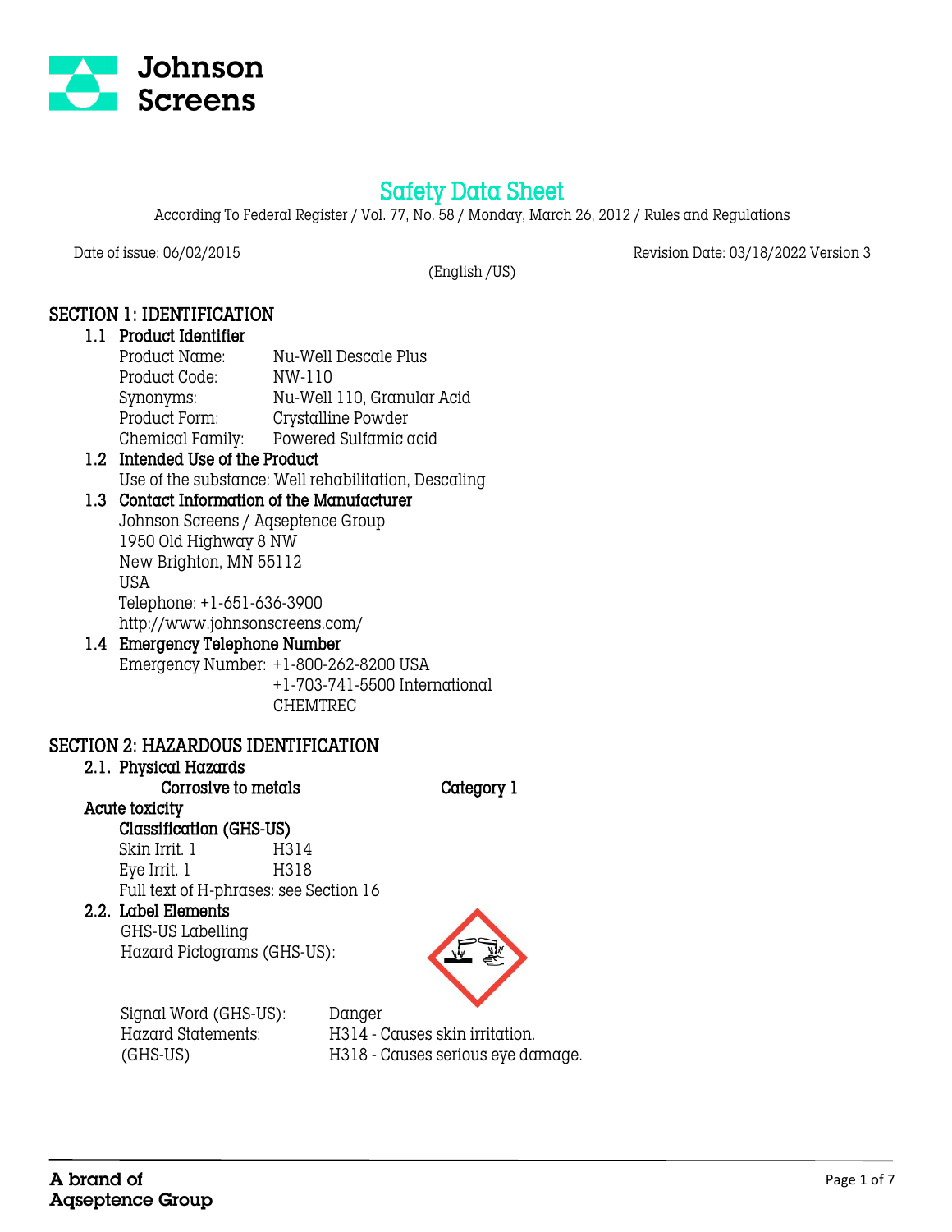# Safety Data Sheet

According To Federal Register / Vol. 77, No. 58 / Monday, March 26, 2012 / Rules and Regulations

Date of issue: 06/02/2015 Revision Date: 03/18/2022 Version 3

(English /US)

## SECTION 1: IDENTIFICATION

### 1.1 Product Identifier

Product Name: Nu-Well Descale Plus
Product Code: NW-110
Synonyms: Nu-Well 110, Granular Acid
Product Form: Crystalline Powder
Chemical Family: Powered Sulfamic acid

### 1.2 Intended Use of the Product

Use of the substance: Well rehabilitation, Descaling

### 1.3 Contact Information of the Manufacturer

Johnson Screens / Aqseptence Group
1950 Old Highway 8 NW
New Brighton, MN 55112
USA
Telephone: +1-651-636-3900
http://www.johnsonscreens.com/

### 1.4 Emergency Telephone Number

Emergency Number: +1-800-262-8200 USA
+1-703-741-5500 International
CHEMTREC

## SECTION 2: HAZARDOUS IDENTIFICATION

### 2.1. Physical Hazards

**Corrosive to metals** **Category 1**

**Acute toxicity**

**Classification (GHS-US)**

Skin Irrit. 1 H314
Eye Irrit. 1 H318
Full text of H-phrases: see Section 16

### 2.2. Label Elements

GHS-US Labelling
Hazard Pictograms (GHS-US):

Signal Word (GHS-US): Danger
Hazard Statements: (GHS-US) H314 - Causes skin irritation.
H318 - Causes serious eye damage.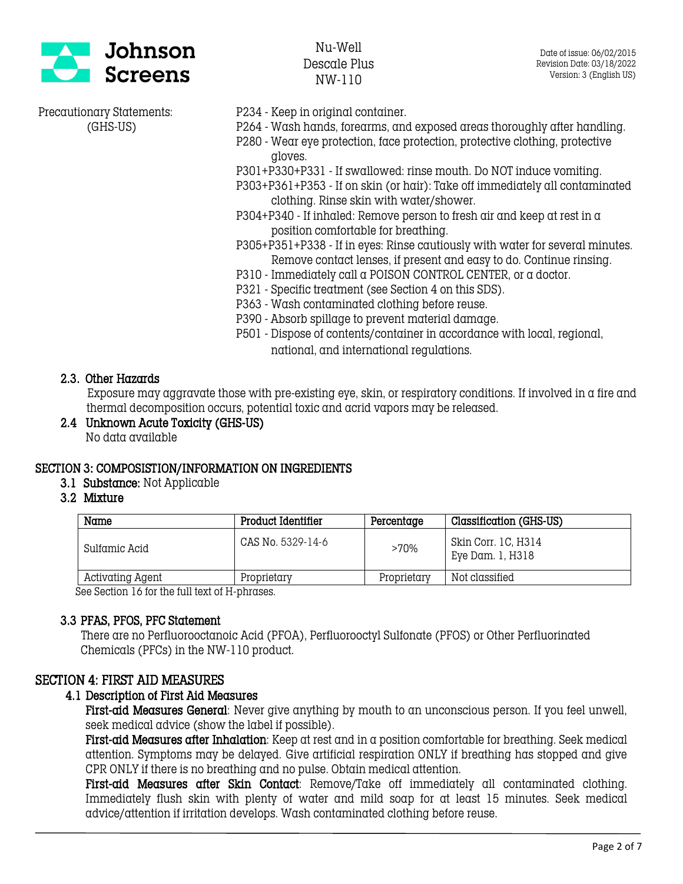Precautionary Statements: (GHS-US)

- P234 - Keep in original container.
- P264 - Wash hands, forearms, and exposed areas thoroughly after handling.
- P280 - Wear eye protection, face protection, protective clothing, protective gloves.
- P301+P330+P331 - If swallowed: rinse mouth. Do NOT induce vomiting.
- P303+P361+P353 - If on skin (or hair): Take off immediately all contaminated clothing. Rinse skin with water/shower.
- P304+P340 - If inhaled: Remove person to fresh air and keep at rest in a position comfortable for breathing.
- P305+P351+P338 - If in eyes: Rinse cautiously with water for several minutes. Remove contact lenses, if present and easy to do. Continue rinsing.
- P310 - Immediately call a POISON CONTROL CENTER, or a doctor.
- P321 - Specific treatment (see Section 4 on this SDS).
- P363 - Wash contaminated clothing before reuse.
- P390 - Absorb spillage to prevent material damage.
- P501 - Dispose of contents/container in accordance with local, regional, national, and international regulations.

### 2.3. Other Hazards

Exposure may aggravate those with pre-existing eye, skin, or respiratory conditions. If involved in a fire and thermal decomposition occurs, potential toxic and acrid vapors may be released.

### 2.4 Unknown Acute Toxicity (GHS-US)

No data available

## SECTION 3: COMPOSISTION/INFORMATION ON INGREDIENTS

### 3.1 Substance: Not Applicable

### 3.2 Mixture

| Name | Product Identifier | Percentage | Classification (GHS-US) |
| --- | --- | --- | --- |
| Sulfamic Acid | CAS No. 5329-14-6 | >70% | Skin Corr. 1C, H314<br>Eye Dam. 1, H318 |
| Activating Agent | Proprietary | Proprietary | Not classified |

See Section 16 for the full text of H-phrases.

### 3.3 PFAS, PFOS, PFC Statement

There are no Perfluorooctanoic Acid (PFOA), Perfluorooctyl Sulfonate (PFOS) or Other Perfluorinated Chemicals (PFCs) in the NW-110 product.

## SECTION 4: FIRST AID MEASURES

### 4.1 Description of First Aid Measures

**First-aid Measures General**: Never give anything by mouth to an unconscious person. If you feel unwell, seek medical advice (show the label if possible).

**First-aid Measures after Inhalation**: Keep at rest and in a position comfortable for breathing. Seek medical attention. Symptoms may be delayed. Give artificial respiration ONLY if breathing has stopped and give CPR ONLY if there is no breathing and no pulse. Obtain medical attention.

**First-aid Measures after Skin Contact**: Remove/Take off immediately all contaminated clothing. Immediately flush skin with plenty of water and mild soap for at least 15 minutes. Seek medical advice/attention if irritation develops. Wash contaminated clothing before reuse.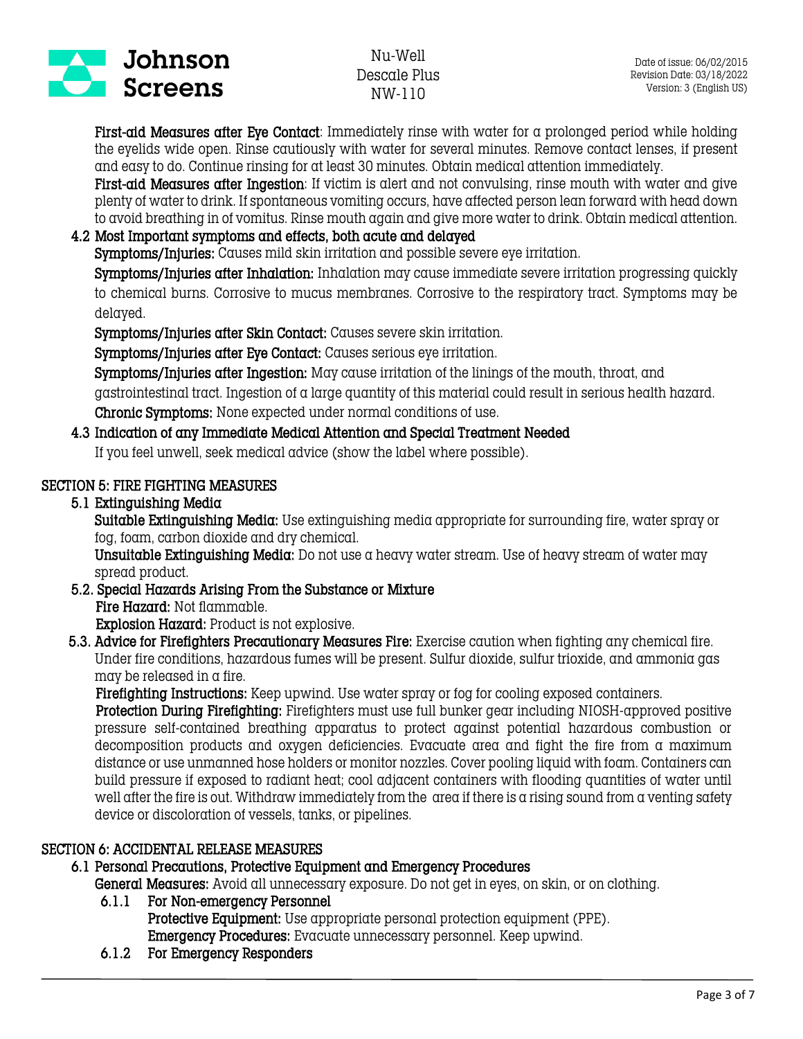**First-aid Measures after Eye Contact**: Immediately rinse with water for a prolonged period while holding the eyelids wide open. Rinse cautiously with water for several minutes. Remove contact lenses, if present and easy to do. Continue rinsing for at least 30 minutes. Obtain medical attention immediately.

**First-aid Measures after Ingestion**: If victim is alert and not convulsing, rinse mouth with water and give plenty of water to drink. If spontaneous vomiting occurs, have affected person lean forward with head down to avoid breathing in of vomitus. Rinse mouth again and give more water to drink. Obtain medical attention.

### 4.2 Most Important symptoms and effects, both acute and delayed

**Symptoms/Injuries:** Causes mild skin irritation and possible severe eye irritation.

**Symptoms/Injuries after Inhalation:** Inhalation may cause immediate severe irritation progressing quickly to chemical burns. Corrosive to mucus membranes. Corrosive to the respiratory tract. Symptoms may be delayed.

**Symptoms/Injuries after Skin Contact:** Causes severe skin irritation.

**Symptoms/Injuries after Eye Contact:** Causes serious eye irritation.

**Symptoms/Injuries after Ingestion:** May cause irritation of the linings of the mouth, throat, and gastrointestinal tract. Ingestion of a large quantity of this material could result in serious health hazard.

**Chronic Symptoms:** None expected under normal conditions of use.

### 4.3 Indication of any Immediate Medical Attention and Special Treatment Needed

If you feel unwell, seek medical advice (show the label where possible).

## SECTION 5: FIRE FIGHTING MEASURES

### 5.1 Extinguishing Media

**Suitable Extinguishing Media:** Use extinguishing media appropriate for surrounding fire, water spray or fog, foam, carbon dioxide and dry chemical.

**Unsuitable Extinguishing Media:** Do not use a heavy water stream. Use of heavy stream of water may spread product.

### 5.2. Special Hazards Arising From the Substance or Mixture

**Fire Hazard:** Not flammable.

**Explosion Hazard:** Product is not explosive.

### 5.3. Advice for Firefighters Precautionary Measures Fire:

Exercise caution when fighting any chemical fire. Under fire conditions, hazardous fumes will be present. Sulfur dioxide, sulfur trioxide, and ammonia gas may be released in a fire.

**Firefighting Instructions:** Keep upwind. Use water spray or fog for cooling exposed containers.

**Protection During Firefighting:** Firefighters must use full bunker gear including NIOSH-approved positive pressure self-contained breathing apparatus to protect against potential hazardous combustion or decomposition products and oxygen deficiencies. Evacuate area and fight the fire from a maximum distance or use unmanned hose holders or monitor nozzles. Cover pooling liquid with foam. Containers can build pressure if exposed to radiant heat; cool adjacent containers with flooding quantities of water until well after the fire is out. Withdraw immediately from the area if there is a rising sound from a venting safety device or discoloration of vessels, tanks, or pipelines.

## SECTION 6: ACCIDENTAL RELEASE MEASURES

### 6.1 Personal Precautions, Protective Equipment and Emergency Procedures

**General Measures:** Avoid all unnecessary exposure. Do not get in eyes, on skin, or on clothing.

#### 6.1.1 For Non-emergency Personnel

**Protective Equipment:** Use appropriate personal protection equipment (PPE).

**Emergency Procedures:** Evacuate unnecessary personnel. Keep upwind.

#### 6.1.2 For Emergency Responders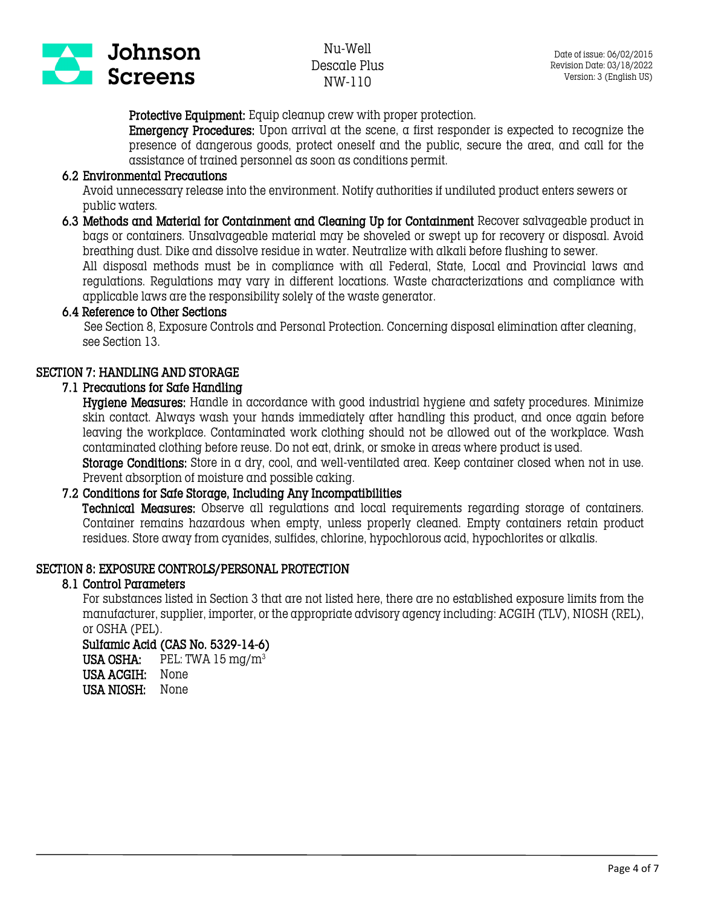**Protective Equipment:** Equip cleanup crew with proper protection.

**Emergency Procedures:** Upon arrival at the scene, a first responder is expected to recognize the presence of dangerous goods, protect oneself and the public, secure the area, and call for the assistance of trained personnel as soon as conditions permit.

### 6.2 Environmental Precautions

Avoid unnecessary release into the environment. Notify authorities if undiluted product enters sewers or public waters.

### 6.3 Methods and Material for Containment and Cleaning Up for Containment

Recover salvageable product in bags or containers. Unsalvageable material may be shoveled or swept up for recovery or disposal. Avoid breathing dust. Dike and dissolve residue in water. Neutralize with alkali before flushing to sewer.

All disposal methods must be in compliance with all Federal, State, Local and Provincial laws and regulations. Regulations may vary in different locations. Waste characterizations and compliance with applicable laws are the responsibility solely of the waste generator.

### 6.4 Reference to Other Sections

See Section 8, Exposure Controls and Personal Protection. Concerning disposal elimination after cleaning, see Section 13.

## SECTION 7: HANDLING AND STORAGE

### 7.1 Precautions for Safe Handling

**Hygiene Measures:** Handle in accordance with good industrial hygiene and safety procedures. Minimize skin contact. Always wash your hands immediately after handling this product, and once again before leaving the workplace. Contaminated work clothing should not be allowed out of the workplace. Wash contaminated clothing before reuse. Do not eat, drink, or smoke in areas where product is used.

**Storage Conditions:** Store in a dry, cool, and well-ventilated area. Keep container closed when not in use. Prevent absorption of moisture and possible caking.

### 7.2 Conditions for Safe Storage, Including Any Incompatibilities

**Technical Measures:** Observe all regulations and local requirements regarding storage of containers. Container remains hazardous when empty, unless properly cleaned. Empty containers retain product residues. Store away from cyanides, sulfides, chlorine, hypochlorous acid, hypochlorites or alkalis.

## SECTION 8: EXPOSURE CONTROLS/PERSONAL PROTECTION

### 8.1 Control Parameters

For substances listed in Section 3 that are not listed here, there are no established exposure limits from the manufacturer, supplier, importer, or the appropriate advisory agency including: ACGIH (TLV), NIOSH (REL), or OSHA (PEL).

**Sulfamic Acid (CAS No. 5329-14-6)**

**USA OSHA:** PEL: TWA 15 mg/m$^3$
**USA ACGIH:** None
**USA NIOSH:** None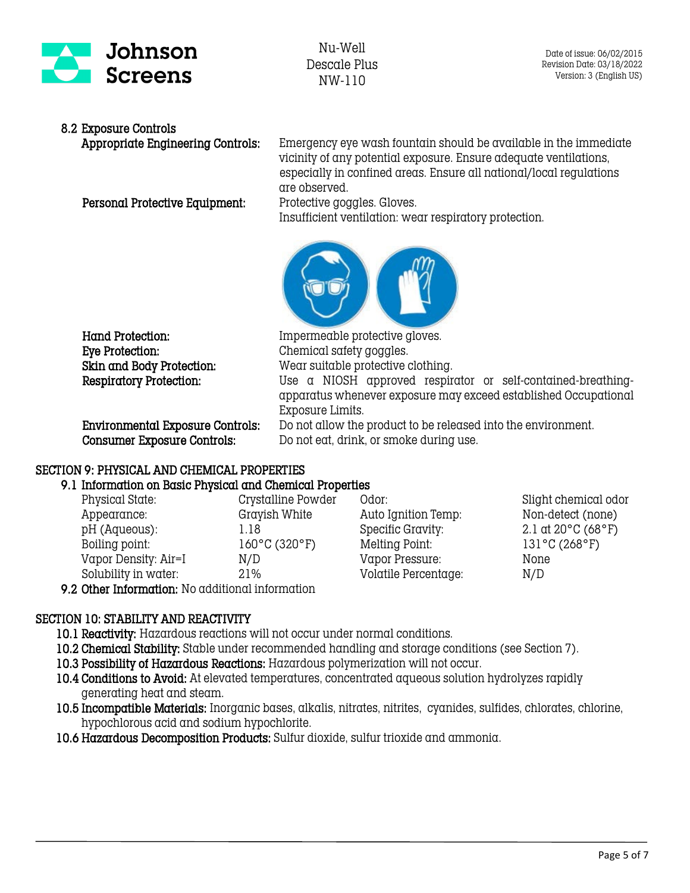### 8.2 Exposure Controls

**Appropriate Engineering Controls:** Emergency eye wash fountain should be available in the immediate vicinity of any potential exposure. Ensure adequate ventilations, especially in confined areas. Ensure all national/local regulations are observed.

**Personal Protective Equipment:** Protective goggles. Gloves.
Insufficient ventilation: wear respiratory protection.

**Hand Protection:** Impermeable protective gloves.

**Eye Protection:** Chemical safety goggles.

**Skin and Body Protection:** Wear suitable protective clothing.

**Respiratory Protection:** Use a NIOSH approved respirator or self-contained-breathing-apparatus whenever exposure may exceed established Occupational Exposure Limits.

**Environmental Exposure Controls:** Do not allow the product to be released into the environment.

**Consumer Exposure Controls:** Do not eat, drink, or smoke during use.

## SECTION 9: PHYSICAL AND CHEMICAL PROPERTIES

### 9.1 Information on Basic Physical and Chemical Properties

| | | | |
|---|---|---|---|
| Physical State: | Crystalline Powder | Odor: | Slight chemical odor |
| Appearance: | Grayish White | Auto Ignition Temp: | Non-detect (none) |
| pH (Aqueous): | 1.18 | Specific Gravity: | 2.1 at 20°C (68°F) |
| Boiling point: | 160°C (320°F) | Melting Point: | 131°C (268°F) |
| Vapor Density: Air=I | N/D | Vapor Pressure: | None |
| Solubility in water: | 21% | Volatile Percentage: | N/D |

**9.2 Other Information:** No additional information

## SECTION 10: STABILITY AND REACTIVITY

**10.1 Reactivity:** Hazardous reactions will not occur under normal conditions.

**10.2 Chemical Stability:** Stable under recommended handling and storage conditions (see Section 7).

**10.3 Possibility of Hazardous Reactions:** Hazardous polymerization will not occur.

**10.4 Conditions to Avoid:** At elevated temperatures, concentrated aqueous solution hydrolyzes rapidly generating heat and steam.

**10.5 Incompatible Materials:** Inorganic bases, alkalis, nitrates, nitrites, cyanides, sulfides, chlorates, chlorine, hypochlorous acid and sodium hypochlorite.

**10.6 Hazardous Decomposition Products:** Sulfur dioxide, sulfur trioxide and ammonia.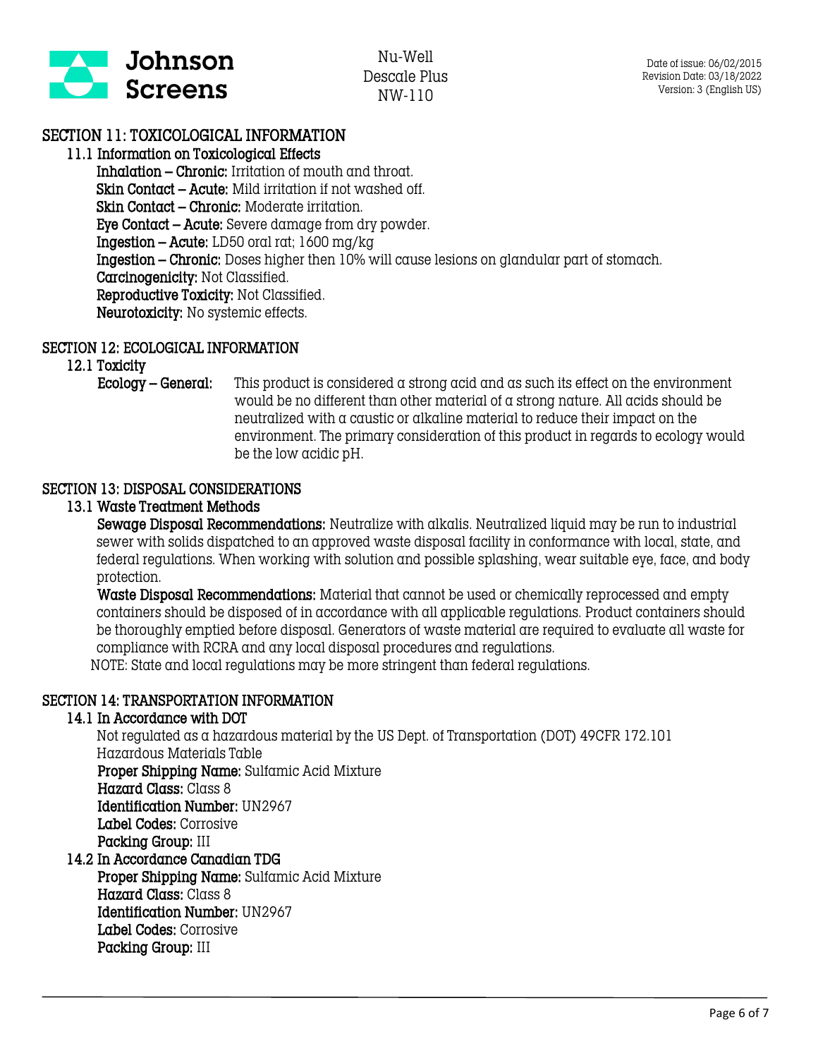## SECTION 11: TOXICOLOGICAL INFORMATION

### 11.1 Information on Toxicological Effects

**Inhalation – Chronic:** Irritation of mouth and throat.
**Skin Contact – Acute:** Mild irritation if not washed off.
**Skin Contact – Chronic:** Moderate irritation.
**Eye Contact – Acute:** Severe damage from dry powder.
**Ingestion – Acute:** LD50 oral rat; 1600 mg/kg
**Ingestion – Chronic:** Doses higher then 10% will cause lesions on glandular part of stomach.
**Carcinogenicity:** Not Classified.
**Reproductive Toxicity:** Not Classified.
**Neurotoxicity:** No systemic effects.

## SECTION 12: ECOLOGICAL INFORMATION

### 12.1 Toxicity

**Ecology – General:** This product is considered a strong acid and as such its effect on the environment would be no different than other material of a strong nature. All acids should be neutralized with a caustic or alkaline material to reduce their impact on the environment. The primary consideration of this product in regards to ecology would be the low acidic pH.

## SECTION 13: DISPOSAL CONSIDERATIONS

### 13.1 Waste Treatment Methods

**Sewage Disposal Recommendations:** Neutralize with alkalis. Neutralized liquid may be run to industrial sewer with solids dispatched to an approved waste disposal facility in conformance with local, state, and federal regulations. When working with solution and possible splashing, wear suitable eye, face, and body protection.

**Waste Disposal Recommendations:** Material that cannot be used or chemically reprocessed and empty containers should be disposed of in accordance with all applicable regulations. Product containers should be thoroughly emptied before disposal. Generators of waste material are required to evaluate all waste for compliance with RCRA and any local disposal procedures and regulations.

NOTE: State and local regulations may be more stringent than federal regulations.

## SECTION 14: TRANSPORTATION INFORMATION

### 14.1 In Accordance with DOT

Not regulated as a hazardous material by the US Dept. of Transportation (DOT) 49CFR 172.101 Hazardous Materials Table
**Proper Shipping Name:** Sulfamic Acid Mixture
**Hazard Class:** Class 8
**Identification Number:** UN2967
**Label Codes:** Corrosive
**Packing Group:** III

### 14.2 In Accordance Canadian TDG

**Proper Shipping Name:** Sulfamic Acid Mixture
**Hazard Class:** Class 8
**Identification Number:** UN2967
**Label Codes:** Corrosive
**Packing Group:** III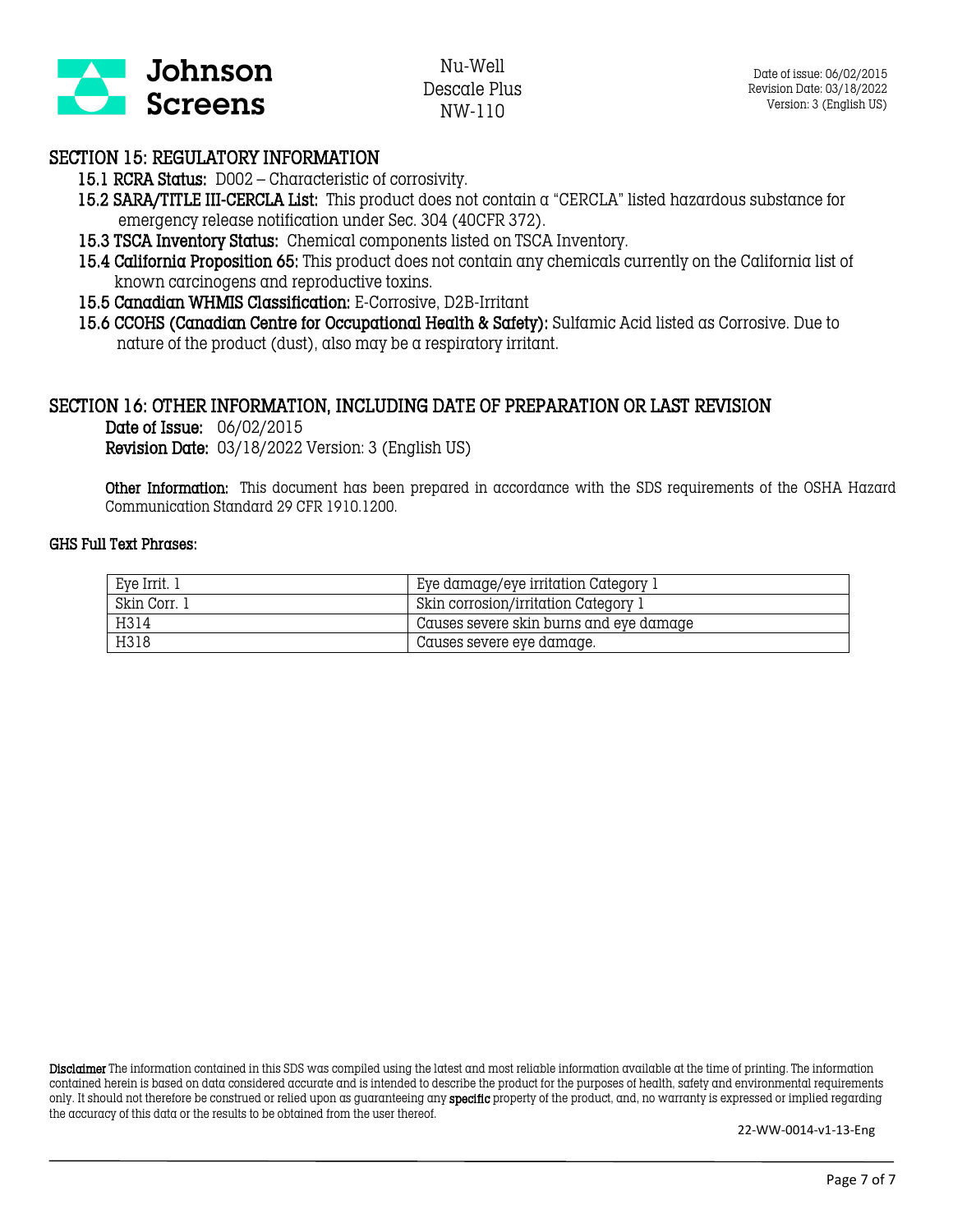## SECTION 15: REGULATORY INFORMATION

**15.1 RCRA Status:** D002 – Characteristic of corrosivity.

**15.2 SARA/TITLE III-CERCLA List:** This product does not contain a "CERCLA" listed hazardous substance for emergency release notification under Sec. 304 (40CFR 372).

**15.3 TSCA Inventory Status:** Chemical components listed on TSCA Inventory.

**15.4 California Proposition 65:** This product does not contain any chemicals currently on the California list of known carcinogens and reproductive toxins.

**15.5 Canadian WHMIS Classification:** E-Corrosive, D2B-Irritant

**15.6 CCOHS (Canadian Centre for Occupational Health & Safety):** Sulfamic Acid listed as Corrosive. Due to nature of the product (dust), also may be a respiratory irritant.

## SECTION 16: OTHER INFORMATION, INCLUDING DATE OF PREPARATION OR LAST REVISION

**Date of Issue:** 06/02/2015

**Revision Date:** 03/18/2022 Version: 3 (English US)

**Other Information:** This document has been prepared in accordance with the SDS requirements of the OSHA Hazard Communication Standard 29 CFR 1910.1200.

**GHS Full Text Phrases:**

| | |
|---|---|
| Eye Irrit. 1 | Eye damage/eye irritation Category 1 |
| Skin Corr. 1 | Skin corrosion/irritation Category 1 |
| H314 | Causes severe skin burns and eye damage |
| H318 | Causes severe eye damage. |

**Disclaimer** The information contained in this SDS was compiled using the latest and most reliable information available at the time of printing. The information contained herein is based on data considered accurate and is intended to describe the product for the purposes of health, safety and environmental requirements only. It should not therefore be construed or relied upon as guaranteeing any **specific** property of the product, and, no warranty is expressed or implied regarding the accuracy of this data or the results to be obtained from the user thereof.

22-WW-0014-v1-13-Eng